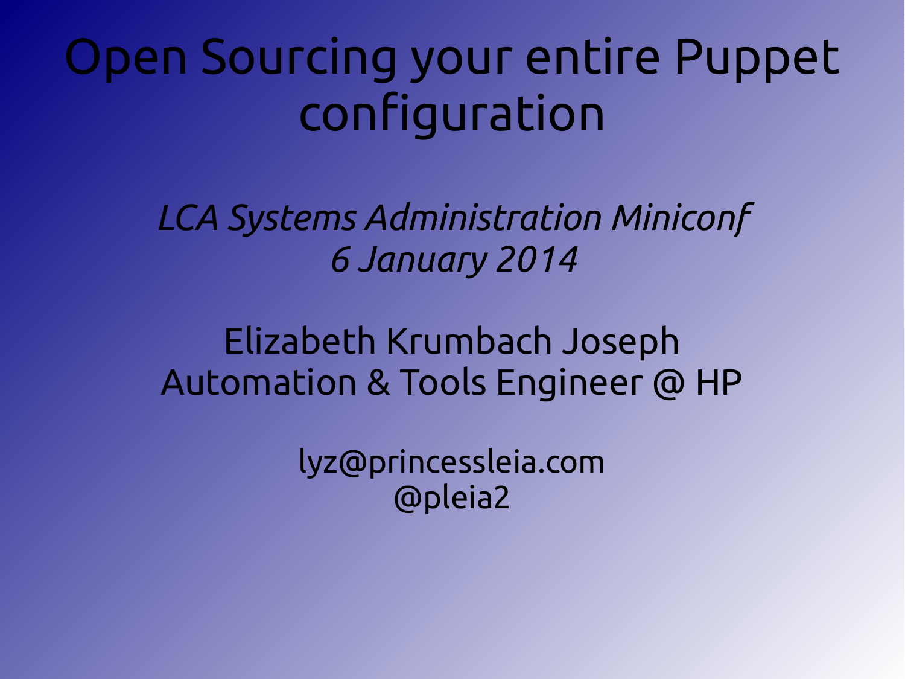# Open Sourcing your entire Puppet configuration

*LCA Systems Administration Miniconf*
*6 January 2014*

Elizabeth Krumbach Joseph
Automation & Tools Engineer @ HP

lyz@princessleia.com
@pleia2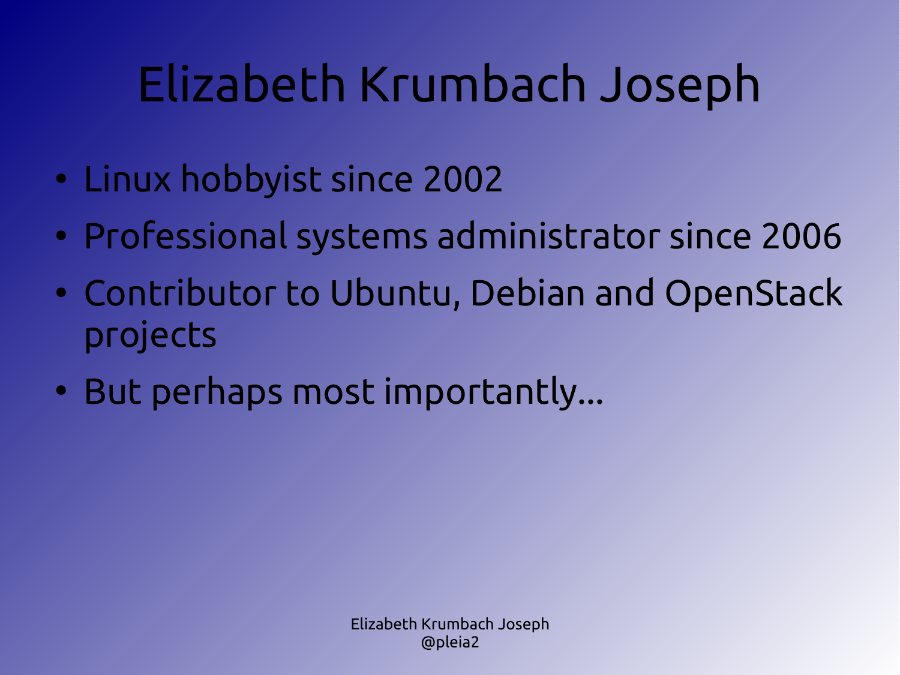# Elizabeth Krumbach Joseph

- Linux hobbyist since 2002
- Professional systems administrator since 2006
- Contributor to Ubuntu, Debian and OpenStack projects
- But perhaps most importantly…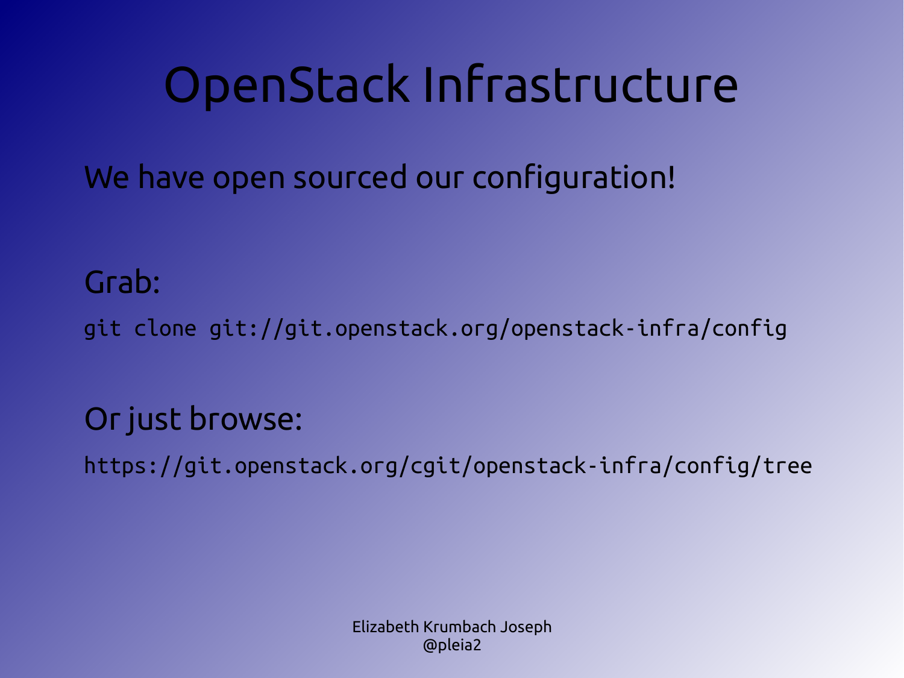# OpenStack Infrastructure

We have open sourced our configuration!

Grab:

```
git clone git://git.openstack.org/openstack-infra/config
```

Or just browse:

```
https://git.openstack.org/cgit/openstack-infra/config/tree
```

Elizabeth Krumbach Joseph
@pleia2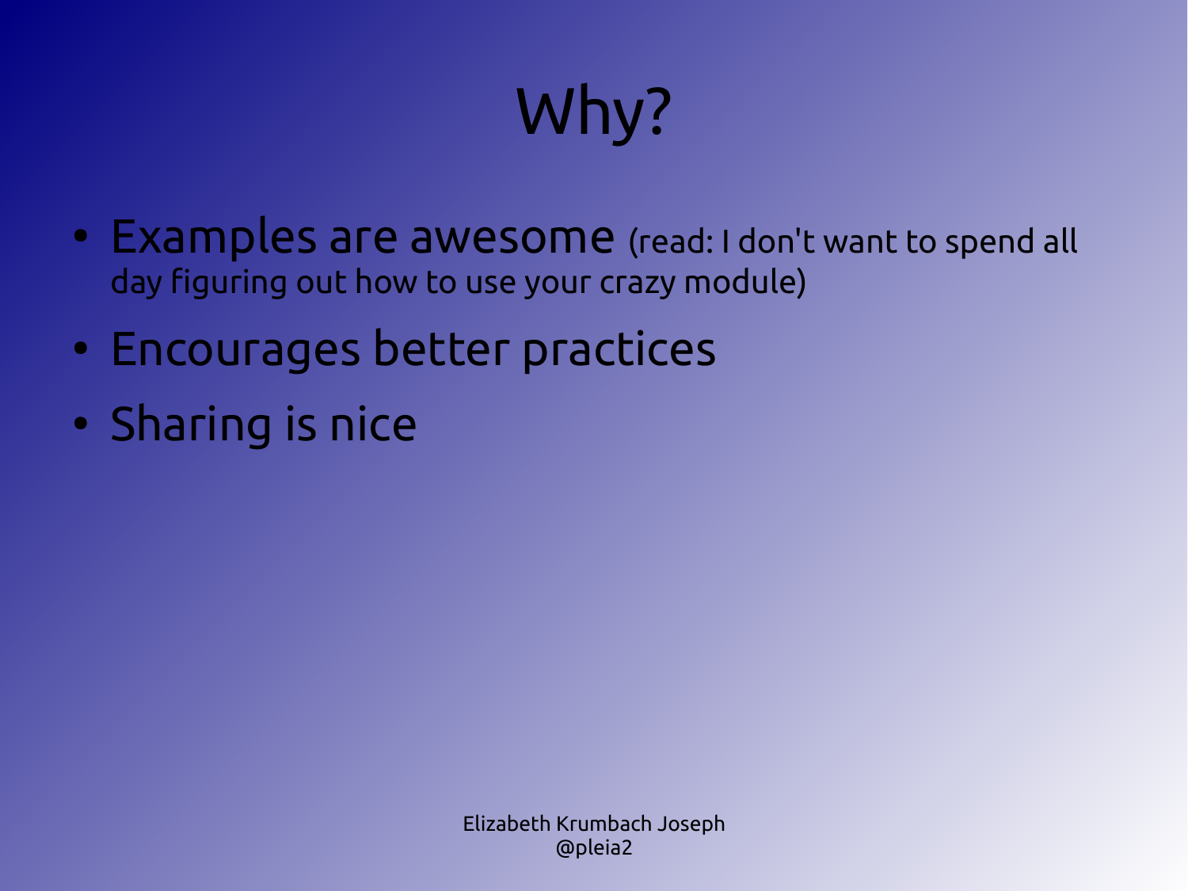# Why?

- Examples are awesome (read: I don't want to spend all day figuring out how to use your crazy module)
- Encourages better practices
- Sharing is nice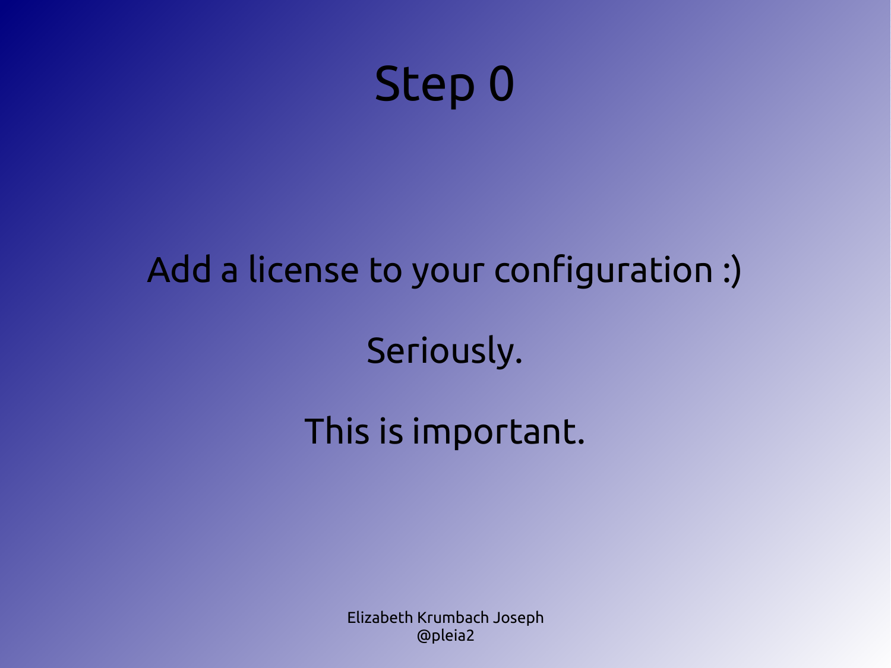# Step 0

Add a license to your configuration :)

Seriously.

This is important.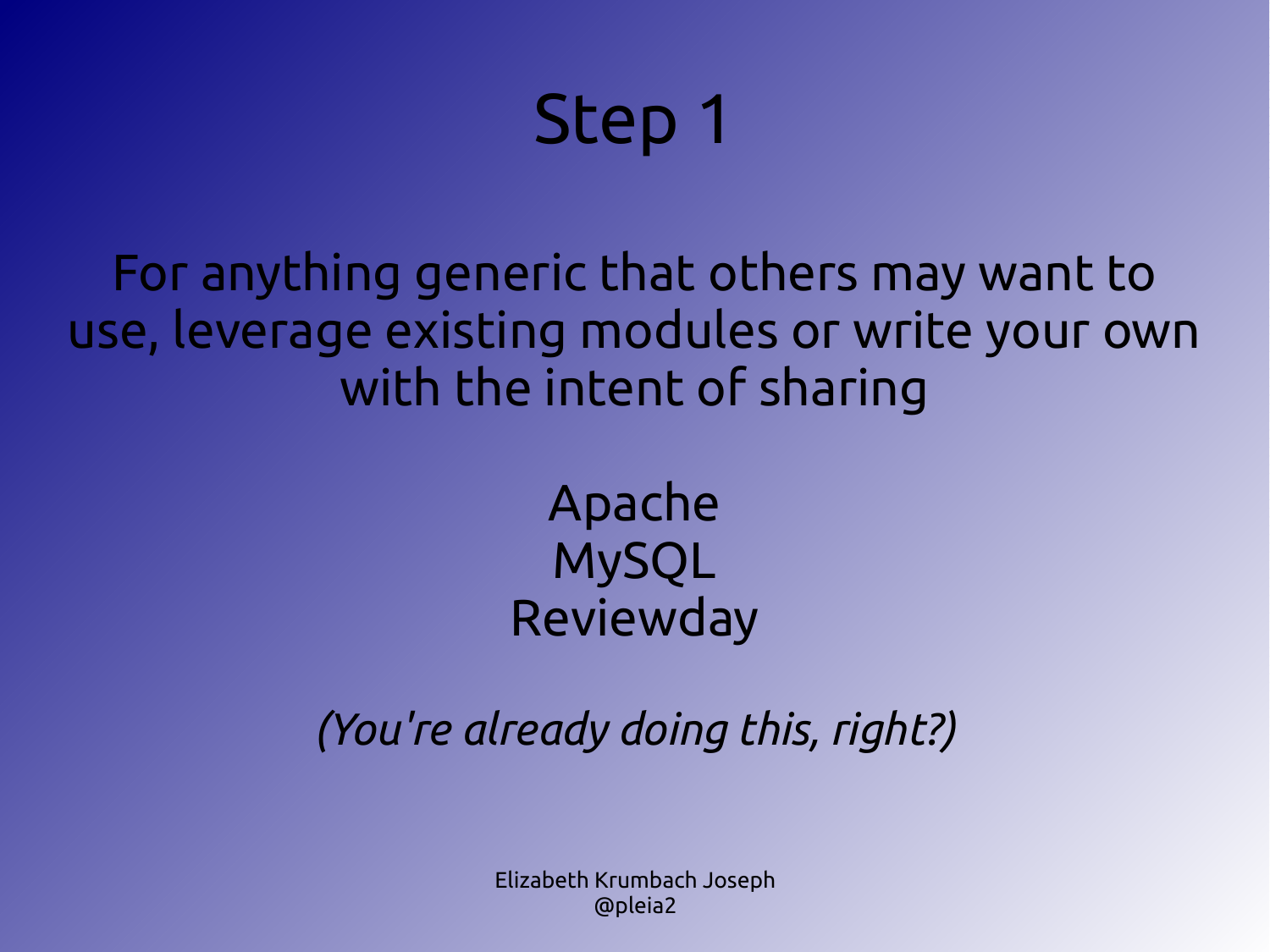# Step 1

For anything generic that others may want to use, leverage existing modules or write your own with the intent of sharing

Apache
MySQL
Reviewday

*(You're already doing this, right?)*

Elizabeth Krumbach Joseph
@pleia2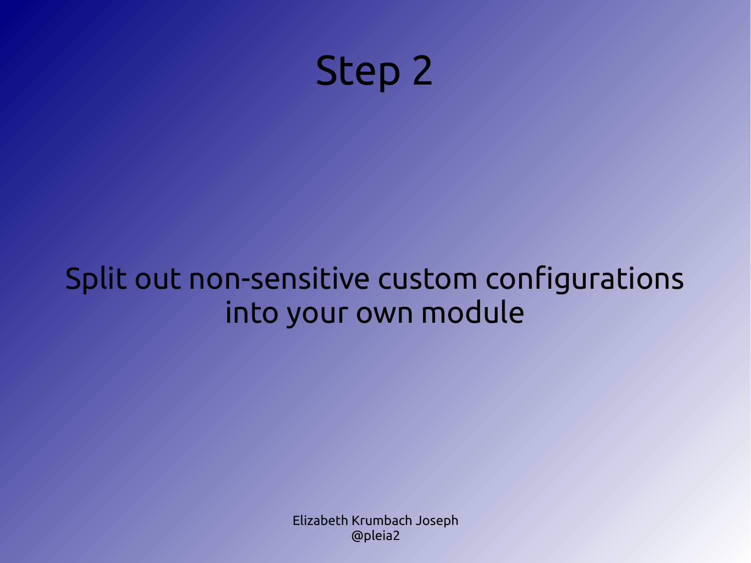# Step 2

Split out non-sensitive custom configurations into your own module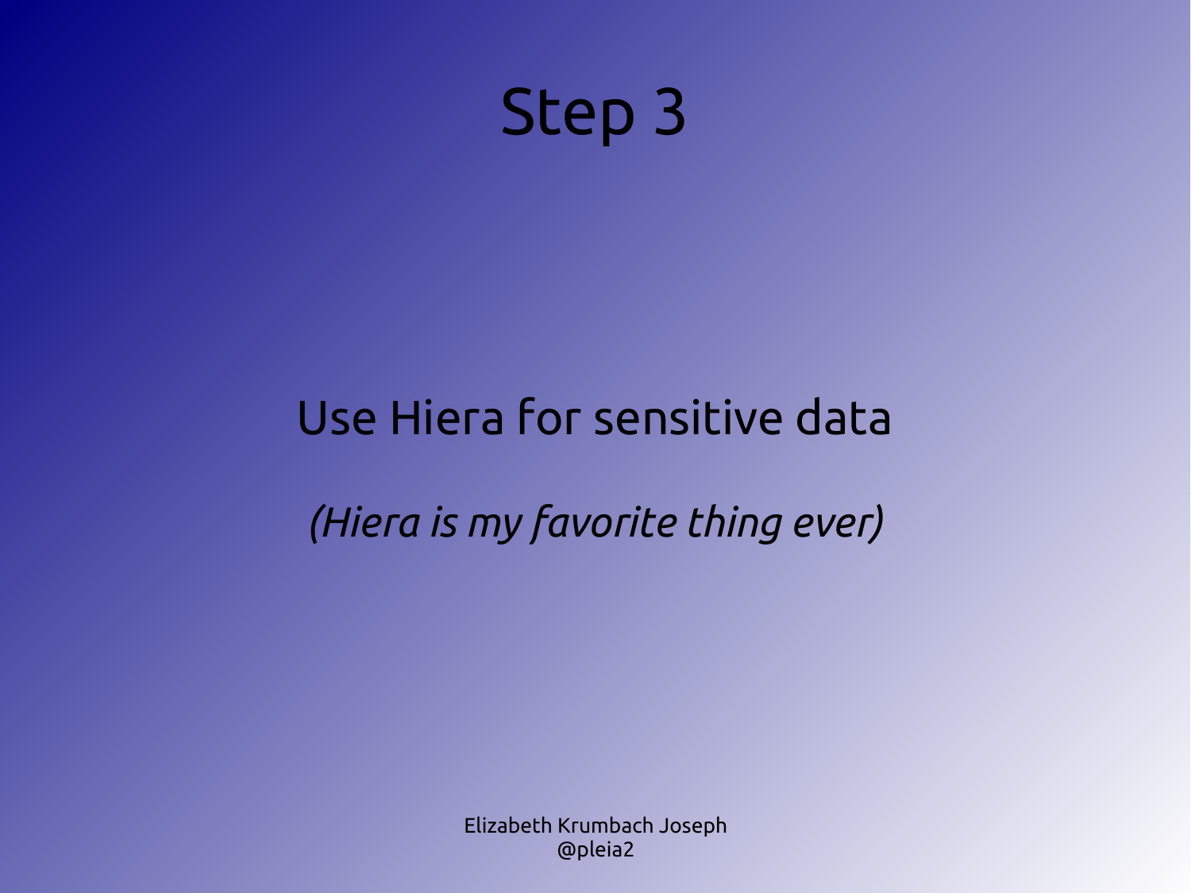# Step 3

Use Hiera for sensitive data

*(Hiera is my favorite thing ever)*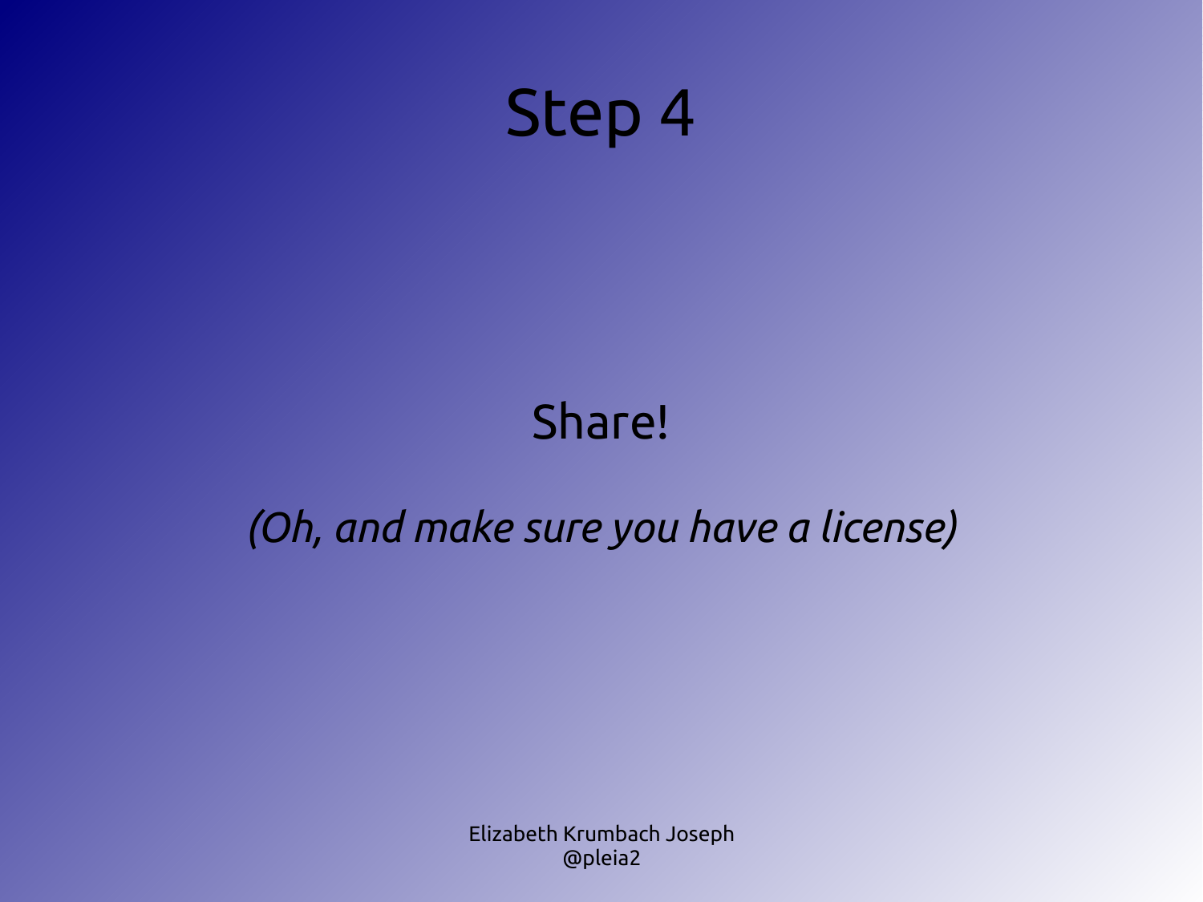# Step 4

Share!

*(Oh, and make sure you have a license)*

Elizabeth Krumbach Joseph
@pleia2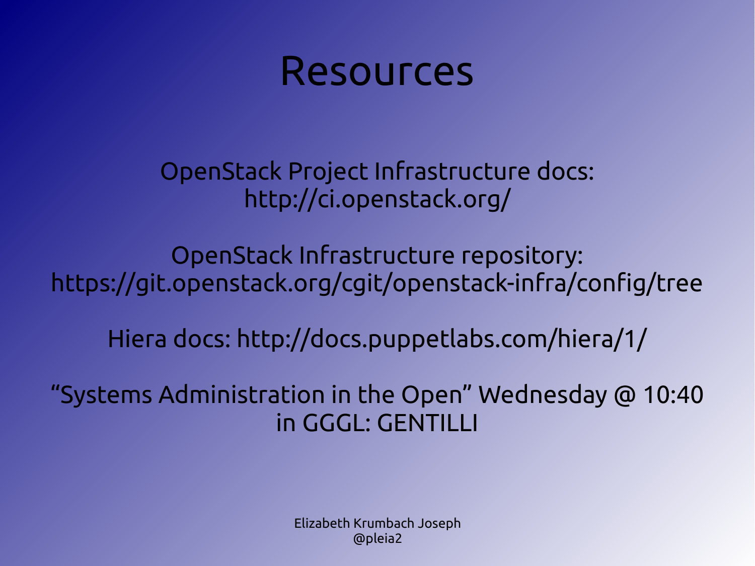# Resources

OpenStack Project Infrastructure docs:
http://ci.openstack.org/

OpenStack Infrastructure repository:
https://git.openstack.org/cgit/openstack-infra/config/tree

Hiera docs: http://docs.puppetlabs.com/hiera/1/

"Systems Administration in the Open" Wednesday @ 10:40
in GGGL: GENTILLI

Elizabeth Krumbach Joseph
@pleia2